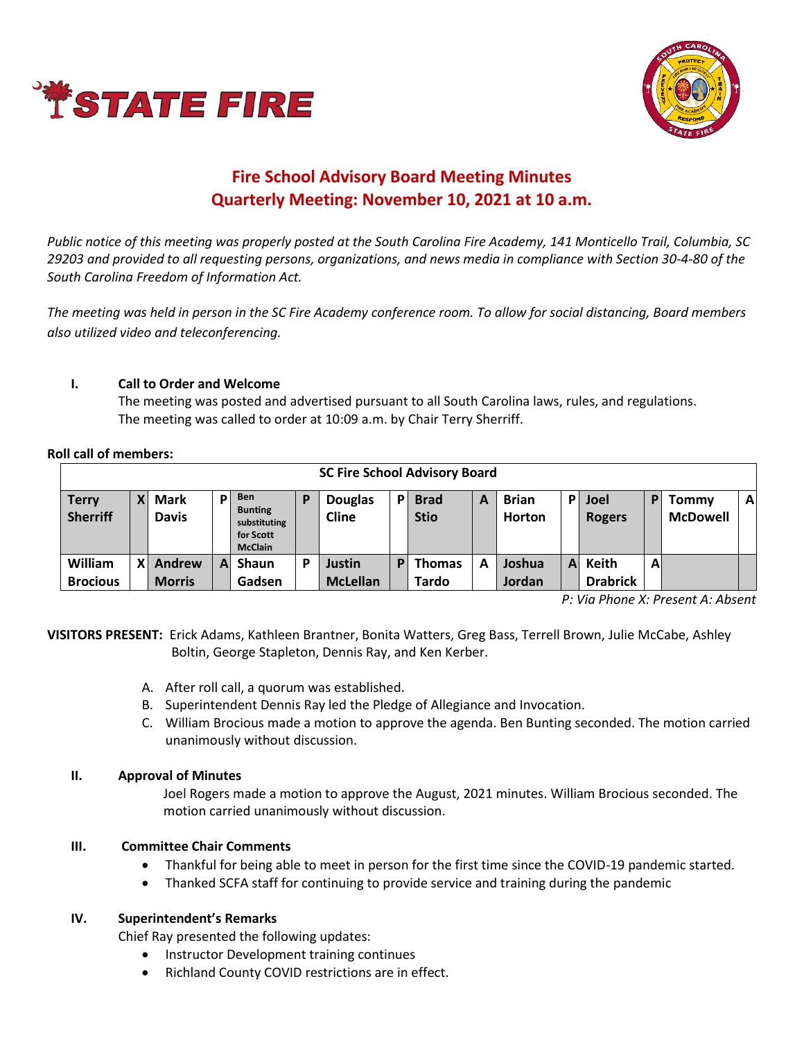# Fire School Advisory Board Meeting Minutes
## Quarterly Meeting: November 10, 2021 at 10 a.m.

*Public notice of this meeting was properly posted at the South Carolina Fire Academy, 141 Monticello Trail, Columbia, SC 29203 and provided to all requesting persons, organizations, and news media in compliance with Section 30-4-80 of the South Carolina Freedom of Information Act.*

*The meeting was held in person in the SC Fire Academy conference room. To allow for social distancing, Board members also utilized video and teleconferencing.*

### I. Call to Order and Welcome

The meeting was posted and advertised pursuant to all South Carolina laws, rules, and regulations. The meeting was called to order at 10:09 a.m. by Chair Terry Sherriff.

**Roll call of members:**

| SC Fire School Advisory Board | | | | | | | | | | | | | | | | |
|---|---|---|---|---|---|---|---|---|---|---|---|---|---|---|---|
| **Terry Sherriff** | X | **Mark Davis** | P | **Ben Bunting substituting for Scott McClain** | P | **Douglas Cline** | P | **Brad Stio** | A | **Brian Horton** | P | **Joel Rogers** | P | **Tommy McDowell** | A |
| **William Brocious** | X | **Andrew Morris** | A | **Shaun Gadsen** | P | **Justin McLellan** | P | **Thomas Tardo** | A | **Joshua Jordan** | A | **Keith Drabrick** | A | | |

*P: Via Phone X: Present A: Absent*

**VISITORS PRESENT:** Erick Adams, Kathleen Brantner, Bonita Watters, Greg Bass, Terrell Brown, Julie McCabe, Ashley Boltin, George Stapleton, Dennis Ray, and Ken Kerber.

A. After roll call, a quorum was established.
B. Superintendent Dennis Ray led the Pledge of Allegiance and Invocation.
C. William Brocious made a motion to approve the agenda. Ben Bunting seconded. The motion carried unanimously without discussion.

### II. Approval of Minutes

Joel Rogers made a motion to approve the August, 2021 minutes. William Brocious seconded. The motion carried unanimously without discussion.

### III. Committee Chair Comments

- Thankful for being able to meet in person for the first time since the COVID-19 pandemic started.
- Thanked SCFA staff for continuing to provide service and training during the pandemic

### IV. Superintendent's Remarks

Chief Ray presented the following updates:

- Instructor Development training continues
- Richland County COVID restrictions are in effect.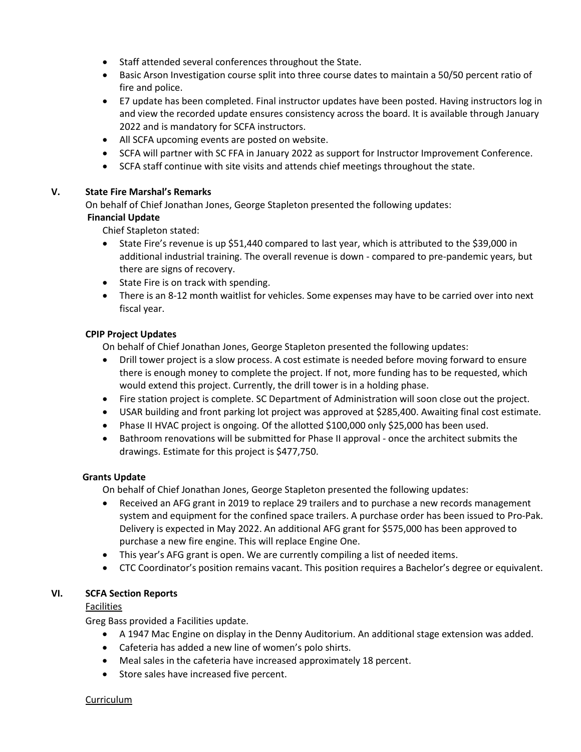- Staff attended several conferences throughout the State.
- Basic Arson Investigation course split into three course dates to maintain a 50/50 percent ratio of fire and police.
- E7 update has been completed. Final instructor updates have been posted. Having instructors log in and view the recorded update ensures consistency across the board. It is available through January 2022 and is mandatory for SCFA instructors.
- All SCFA upcoming events are posted on website.
- SCFA will partner with SC FFA in January 2022 as support for Instructor Improvement Conference.
- SCFA staff continue with site visits and attends chief meetings throughout the state.

## V. State Fire Marshal's Remarks

On behalf of Chief Jonathan Jones, George Stapleton presented the following updates:

**Financial Update**

Chief Stapleton stated:

- State Fire's revenue is up $51,440 compared to last year, which is attributed to the $39,000 in additional industrial training. The overall revenue is down - compared to pre-pandemic years, but there are signs of recovery.
- State Fire is on track with spending.
- There is an 8-12 month waitlist for vehicles. Some expenses may have to be carried over into next fiscal year.

**CPIP Project Updates**

On behalf of Chief Jonathan Jones, George Stapleton presented the following updates:

- Drill tower project is a slow process. A cost estimate is needed before moving forward to ensure there is enough money to complete the project. If not, more funding has to be requested, which would extend this project. Currently, the drill tower is in a holding phase.
- Fire station project is complete. SC Department of Administration will soon close out the project.
- USAR building and front parking lot project was approved at $285,400. Awaiting final cost estimate.
- Phase II HVAC project is ongoing. Of the allotted $100,000 only $25,000 has been used.
- Bathroom renovations will be submitted for Phase II approval - once the architect submits the drawings. Estimate for this project is $477,750.

**Grants Update**

On behalf of Chief Jonathan Jones, George Stapleton presented the following updates:

- Received an AFG grant in 2019 to replace 29 trailers and to purchase a new records management system and equipment for the confined space trailers. A purchase order has been issued to Pro-Pak. Delivery is expected in May 2022. An additional AFG grant for $575,000 has been approved to purchase a new fire engine. This will replace Engine One.
- This year's AFG grant is open. We are currently compiling a list of needed items.
- CTC Coordinator's position remains vacant. This position requires a Bachelor's degree or equivalent.

## VI. SCFA Section Reports

Facilities

Greg Bass provided a Facilities update.

- A 1947 Mac Engine on display in the Denny Auditorium. An additional stage extension was added.
- Cafeteria has added a new line of women's polo shirts.
- Meal sales in the cafeteria have increased approximately 18 percent.
- Store sales have increased five percent.

Curriculum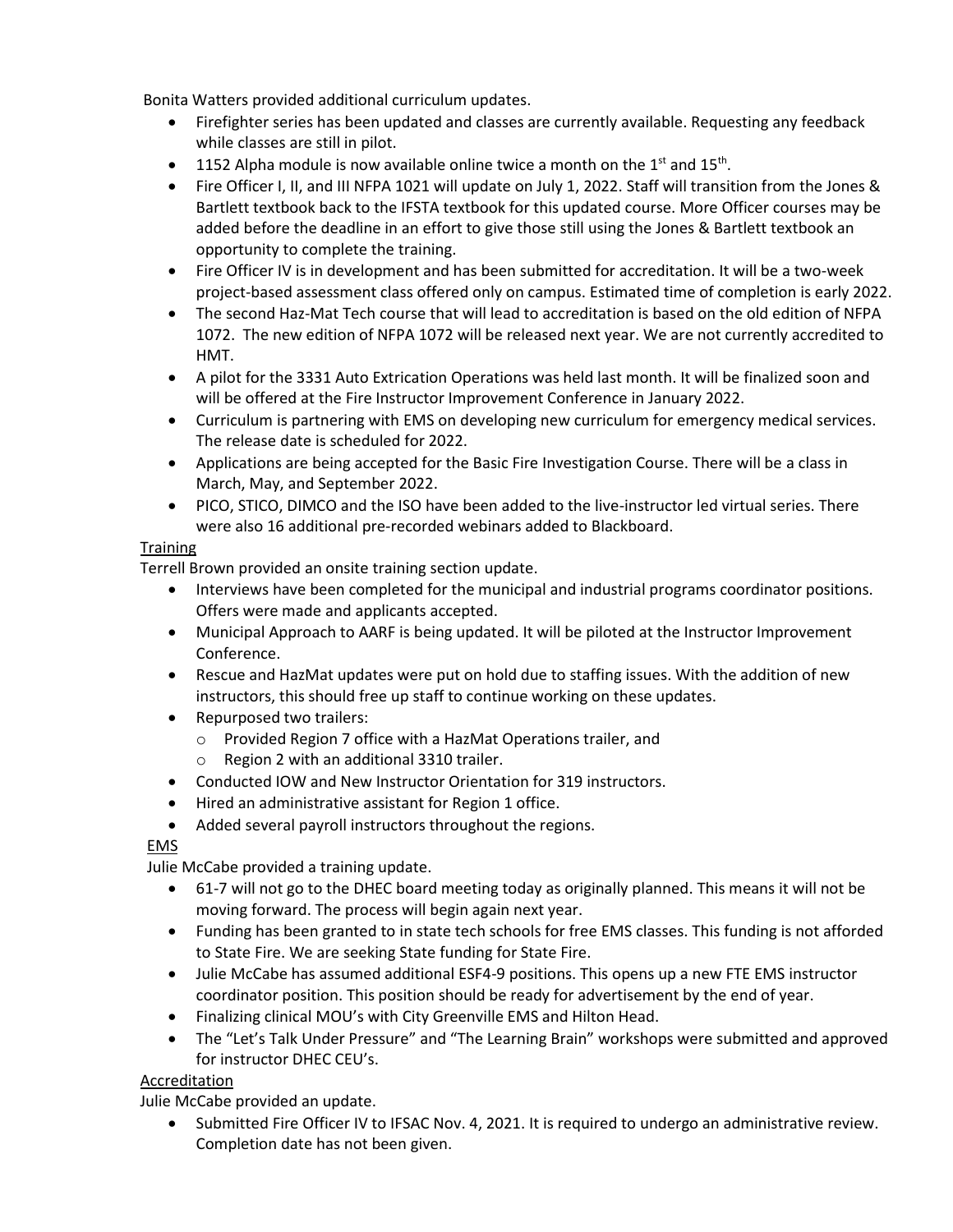Bonita Watters provided additional curriculum updates.

- Firefighter series has been updated and classes are currently available. Requesting any feedback while classes are still in pilot.
- 1152 Alpha module is now available online twice a month on the 1st and 15th.
- Fire Officer I, II, and III NFPA 1021 will update on July 1, 2022. Staff will transition from the Jones & Bartlett textbook back to the IFSTA textbook for this updated course. More Officer courses may be added before the deadline in an effort to give those still using the Jones & Bartlett textbook an opportunity to complete the training.
- Fire Officer IV is in development and has been submitted for accreditation. It will be a two-week project-based assessment class offered only on campus. Estimated time of completion is early 2022.
- The second Haz-Mat Tech course that will lead to accreditation is based on the old edition of NFPA 1072. The new edition of NFPA 1072 will be released next year. We are not currently accredited to HMT.
- A pilot for the 3331 Auto Extrication Operations was held last month. It will be finalized soon and will be offered at the Fire Instructor Improvement Conference in January 2022.
- Curriculum is partnering with EMS on developing new curriculum for emergency medical services. The release date is scheduled for 2022.
- Applications are being accepted for the Basic Fire Investigation Course. There will be a class in March, May, and September 2022.
- PICO, STICO, DIMCO and the ISO have been added to the live-instructor led virtual series. There were also 16 additional pre-recorded webinars added to Blackboard.

Training

Terrell Brown provided an onsite training section update.

- Interviews have been completed for the municipal and industrial programs coordinator positions. Offers were made and applicants accepted.
- Municipal Approach to AARF is being updated. It will be piloted at the Instructor Improvement Conference.
- Rescue and HazMat updates were put on hold due to staffing issues. With the addition of new instructors, this should free up staff to continue working on these updates.
- Repurposed two trailers:
  - Provided Region 7 office with a HazMat Operations trailer, and
  - Region 2 with an additional 3310 trailer.
- Conducted IOW and New Instructor Orientation for 319 instructors.
- Hired an administrative assistant for Region 1 office.
- Added several payroll instructors throughout the regions.

EMS

Julie McCabe provided a training update.

- 61-7 will not go to the DHEC board meeting today as originally planned. This means it will not be moving forward. The process will begin again next year.
- Funding has been granted to in state tech schools for free EMS classes. This funding is not afforded to State Fire. We are seeking State funding for State Fire.
- Julie McCabe has assumed additional ESF4-9 positions. This opens up a new FTE EMS instructor coordinator position. This position should be ready for advertisement by the end of year.
- Finalizing clinical MOU's with City Greenville EMS and Hilton Head.
- The "Let's Talk Under Pressure" and "The Learning Brain" workshops were submitted and approved for instructor DHEC CEU's.

Accreditation

Julie McCabe provided an update.

- Submitted Fire Officer IV to IFSAC Nov. 4, 2021. It is required to undergo an administrative review. Completion date has not been given.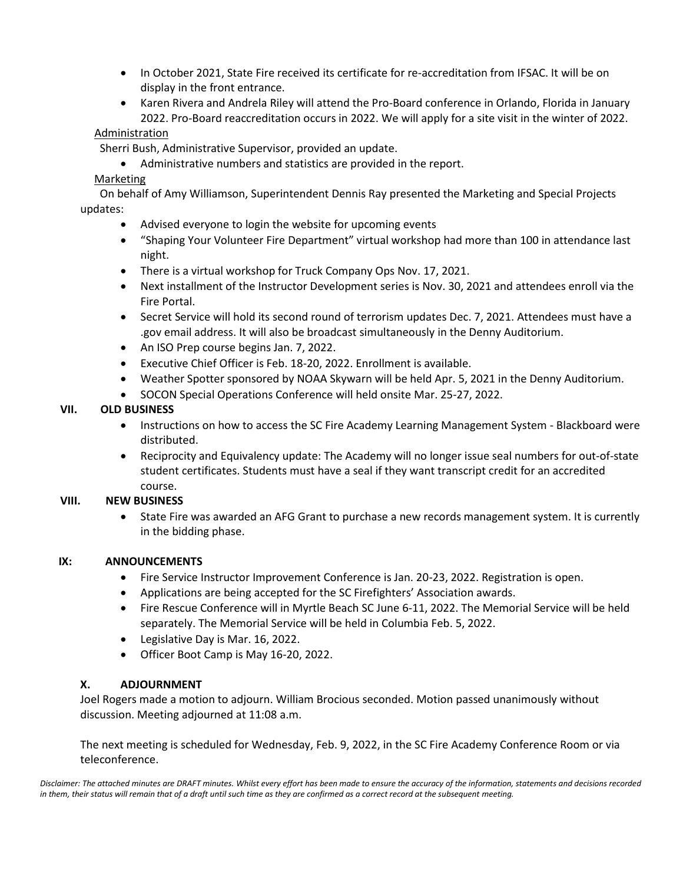- In October 2021, State Fire received its certificate for re-accreditation from IFSAC. It will be on display in the front entrance.
- Karen Rivera and Andrela Riley will attend the Pro-Board conference in Orlando, Florida in January 2022. Pro-Board reaccreditation occurs in 2022. We will apply for a site visit in the winter of 2022.

Administration

Sherri Bush, Administrative Supervisor, provided an update.

- Administrative numbers and statistics are provided in the report.

Marketing

On behalf of Amy Williamson, Superintendent Dennis Ray presented the Marketing and Special Projects updates:

- Advised everyone to login the website for upcoming events
- "Shaping Your Volunteer Fire Department" virtual workshop had more than 100 in attendance last night.
- There is a virtual workshop for Truck Company Ops Nov. 17, 2021.
- Next installment of the Instructor Development series is Nov. 30, 2021 and attendees enroll via the Fire Portal.
- Secret Service will hold its second round of terrorism updates Dec. 7, 2021. Attendees must have a .gov email address. It will also be broadcast simultaneously in the Denny Auditorium.
- An ISO Prep course begins Jan. 7, 2022.
- Executive Chief Officer is Feb. 18-20, 2022. Enrollment is available.
- Weather Spotter sponsored by NOAA Skywarn will be held Apr. 5, 2021 in the Denny Auditorium.
- SOCON Special Operations Conference will held onsite Mar. 25-27, 2022.

## VII. OLD BUSINESS

- Instructions on how to access the SC Fire Academy Learning Management System - Blackboard were distributed.
- Reciprocity and Equivalency update: The Academy will no longer issue seal numbers for out-of-state student certificates. Students must have a seal if they want transcript credit for an accredited course.

## VIII. NEW BUSINESS

- State Fire was awarded an AFG Grant to purchase a new records management system. It is currently in the bidding phase.

## IX: ANNOUNCEMENTS

- Fire Service Instructor Improvement Conference is Jan. 20-23, 2022. Registration is open.
- Applications are being accepted for the SC Firefighters' Association awards.
- Fire Rescue Conference will in Myrtle Beach SC June 6-11, 2022. The Memorial Service will be held separately. The Memorial Service will be held in Columbia Feb. 5, 2022.
- Legislative Day is Mar. 16, 2022.
- Officer Boot Camp is May 16-20, 2022.

## X. ADJOURNMENT

Joel Rogers made a motion to adjourn. William Brocious seconded. Motion passed unanimously without discussion. Meeting adjourned at 11:08 a.m.

The next meeting is scheduled for Wednesday, Feb. 9, 2022, in the SC Fire Academy Conference Room or via teleconference.

*Disclaimer: The attached minutes are DRAFT minutes. Whilst every effort has been made to ensure the accuracy of the information, statements and decisions recorded in them, their status will remain that of a draft until such time as they are confirmed as a correct record at the subsequent meeting.*